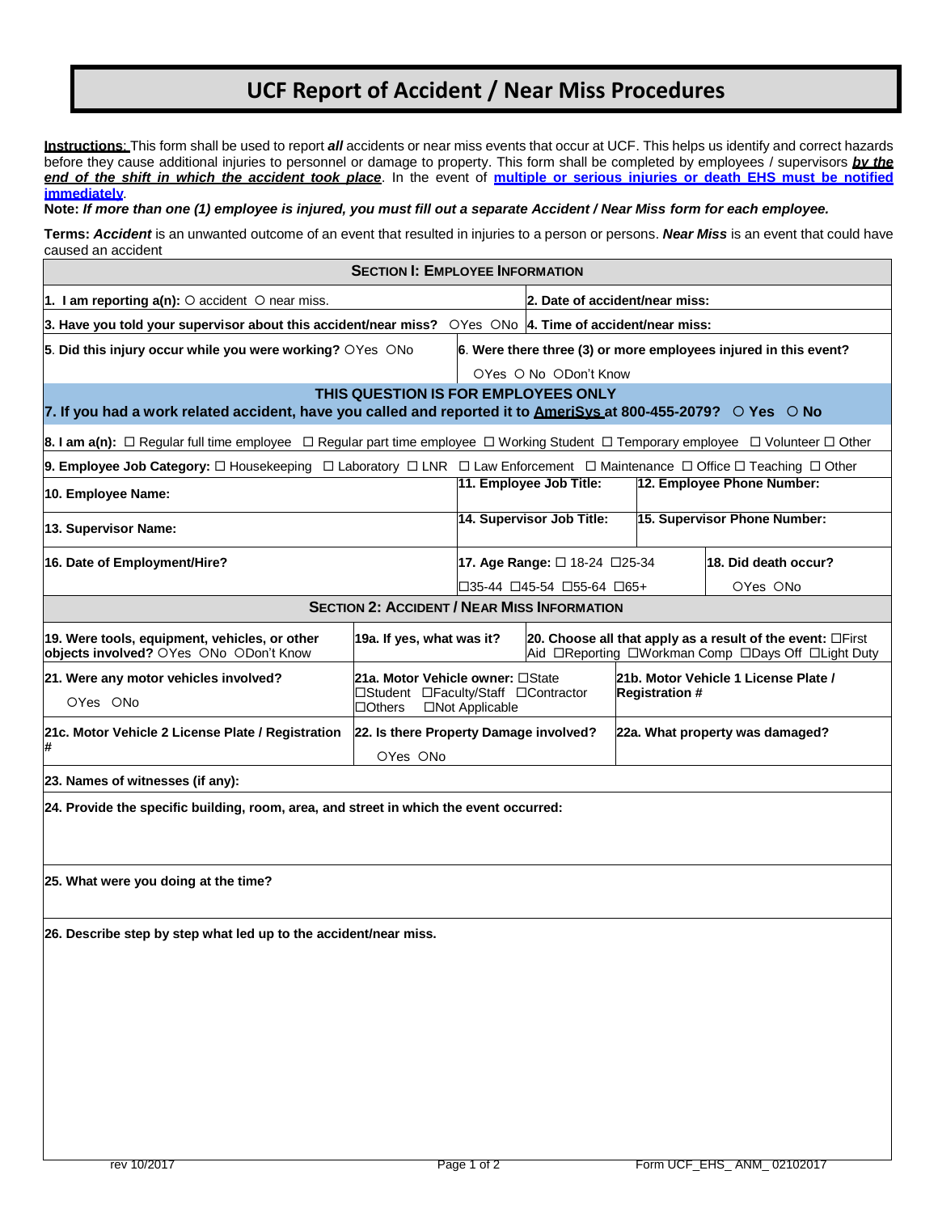# UCF Report of Accident / Near Miss Procedures

**Instructions**: This form shall be used to report ***all*** accidents or near miss events that occur at UCF. This helps us identify and correct hazards before they cause additional injuries to personnel or damage to property. This form shall be completed by employees / supervisors ***by the end of the shift in which the accident took place***. In the event of **multiple or serious injuries or death EHS must be notified immediately**.

**Note:** ***If more than one (1) employee is injured, you must fill out a separate Accident / Near Miss form for each employee.***

**Terms:** ***Accident*** is an unwanted outcome of an event that resulted in injuries to a person or persons. ***Near Miss*** is an event that could have caused an accident

## Section I: Employee Information

**1. I am reporting a(n):** ○ accident ○ near miss.

**2. Date of accident/near miss:**

**3. Have you told your supervisor about this accident/near miss?** ○Yes ○No

**4. Time of accident/near miss:**

**5. Did this injury occur while you were working?** ○Yes ○No

**6. Were there three (3) or more employees injured in this event?** ○Yes ○ No ○Don't Know

**THIS QUESTION IS FOR EMPLOYEES ONLY**

**7. If you had a work related accident, have you called and reported it to AmeriSys at 800-455-2079? ○ Yes ○ No**

**8. I am a(n):** ☐ Regular full time employee ☐ Regular part time employee ☐ Working Student ☐ Temporary employee ☐ Volunteer ☐ Other

**9. Employee Job Category:** ☐ Housekeeping ☐ Laboratory ☐ LNR ☐ Law Enforcement ☐ Maintenance ☐ Office ☐ Teaching ☐ Other

| **10. Employee Name:** | **11. Employee Job Title:** | **12. Employee Phone Number:** |
|---|---|---|
| **13. Supervisor Name:** | **14. Supervisor Job Title:** | **15. Supervisor Phone Number:** |

**16. Date of Employment/Hire?**

**17. Age Range:** ☐ 18-24 ☐25-34 ☐35-44 ☐45-54 ☐55-64 ☐65+

**18. Did death occur?** ○Yes ○No

## Section 2: Accident / Near Miss Information

**19. Were tools, equipment, vehicles, or other objects involved?** ○Yes ○No ○Don't Know

**19a. If yes, what was it?**

**20. Choose all that apply as a result of the event:** ☐First Aid ☐Reporting ☐Workman Comp ☐Days Off ☐Light Duty

**21. Were any motor vehicles involved?** ○Yes ○No

**21a. Motor Vehicle owner:** ☐State ☐Student ☐Faculty/Staff ☐Contractor ☐Others ☐Not Applicable

**21b. Motor Vehicle 1 License Plate / Registration #**

**21c. Motor Vehicle 2 License Plate / Registration #**

**22. Is there Property Damage involved?** ○Yes ○No

**22a. What property was damaged?**

**23. Names of witnesses (if any):**

**24. Provide the specific building, room, area, and street in which the event occurred:**

**25. What were you doing at the time?**

**26. Describe step by step what led up to the accident/near miss.**

rev 10/2017 Form UCF_EHS_ ANM_ 02102017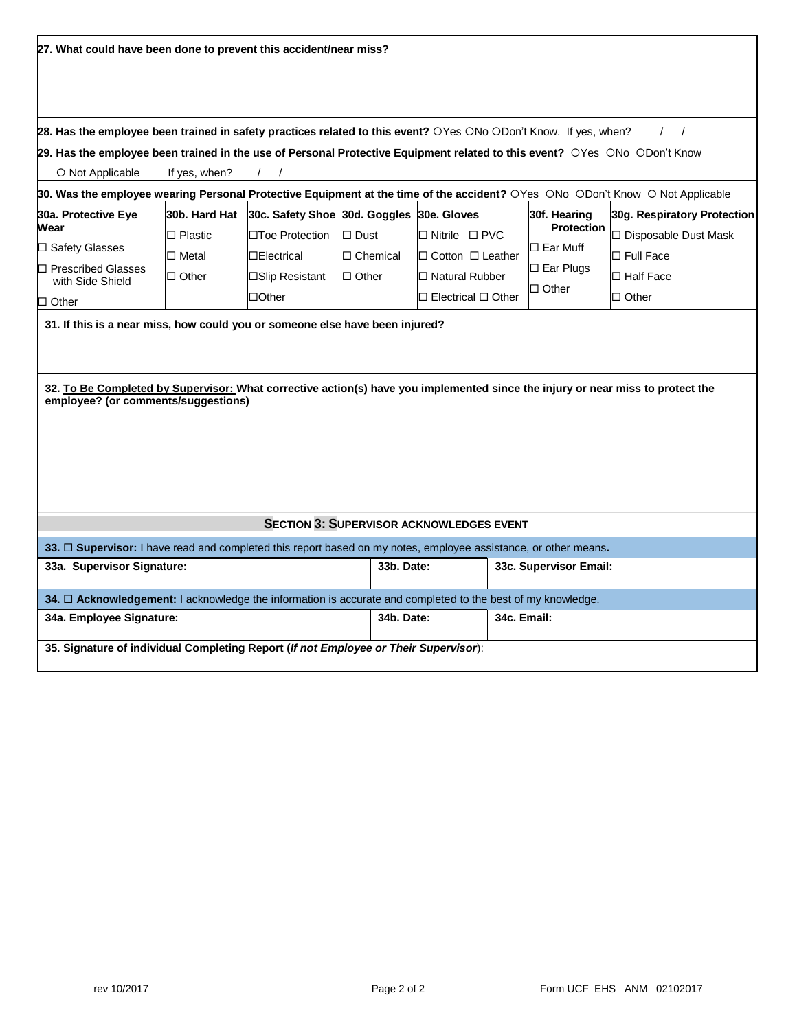**27. What could have been done to prevent this accident/near miss?**

**28. Has the employee been trained in safety practices related to this event?** ○Yes ○No ○Don't Know. If yes, when?\_\_\_\_/\_\_\_/\_\_\_\_

**29. Has the employee been trained in the use of Personal Protective Equipment related to this event?** ○Yes ○No ○Don't Know ○ Not Applicable If yes, when?\_\_\_\_/\_\_\_/\_\_\_\_

**30. Was the employee wearing Personal Protective Equipment at the time of the accident?** ○Yes ○No ○Don't Know ○ Not Applicable

| 30a. Protective Eye Wear | 30b. Hard Hat | 30c. Safety Shoe | 30d. Goggles | 30e. Gloves | 30f. Hearing Protection | 30g. Respiratory Protection |
|---|---|---|---|---|---|---|
| ☐ Safety Glasses | ☐ Plastic | ☐Toe Protection | ☐ Dust | ☐ Nitrile ☐ PVC | ☐ Ear Muff | ☐ Disposable Dust Mask |
| ☐ Prescribed Glasses with Side Shield | ☐ Metal | ☐Electrical | ☐ Chemical | ☐ Cotton ☐ Leather | ☐ Ear Plugs | ☐ Full Face |
| ☐ Other | ☐ Other | ☐Slip Resistant | ☐ Other | ☐ Natural Rubber | ☐ Other | ☐ Half Face |
| | | ☐Other | | ☐ Electrical ☐ Other | | ☐ Other |

**31. If this is a near miss, how could you or someone else have been injured?**

**32. To Be Completed by Supervisor: What corrective action(s) have you implemented since the injury or near miss to protect the employee? (or comments/suggestions)**

## SECTION 3: SUPERVISOR ACKNOWLEDGES EVENT

**33.** ☐ **Supervisor:** I have read and completed this report based on my notes, employee assistance, or other means**.**

| 33a. Supervisor Signature: | 33b. Date: | 33c. Supervisor Email: |
|---|---|---|

**34.** ☐ **Acknowledgement:** I acknowledge the information is accurate and completed to the best of my knowledge.

| 34a. Employee Signature: | 34b. Date: | 34c. Email: |
|---|---|---|

**35. Signature of individual Completing Report (*If not Employee or Their Supervisor*):**

rev 10/2017 Form UCF_EHS_ ANM_ 02102017